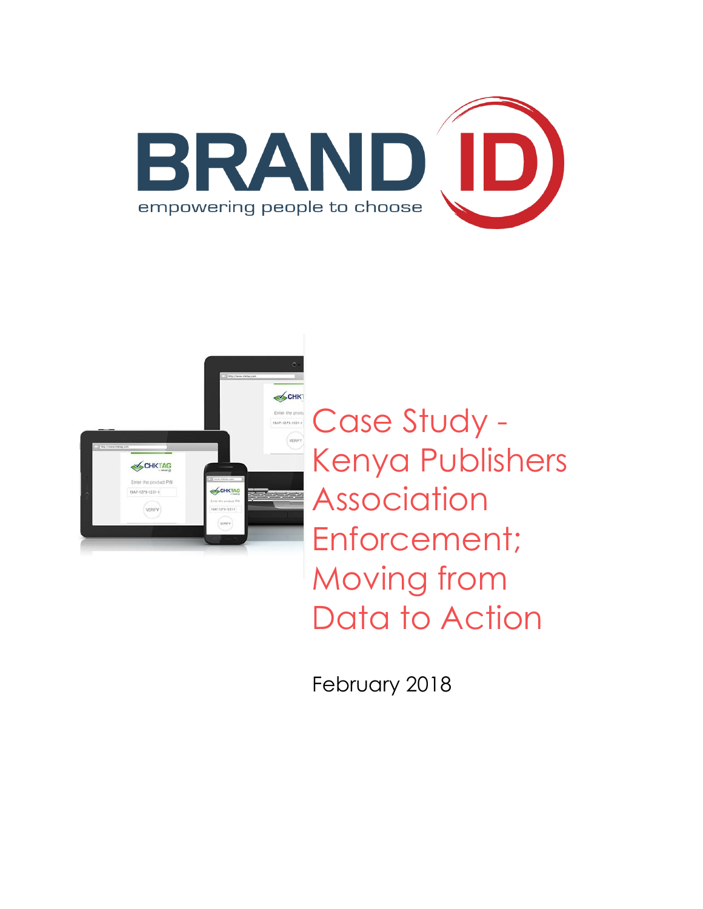BRAND ID

empowering people to choose

# Case Study - Kenya Publishers Association Enforcement; Moving from Data to Action

February 2018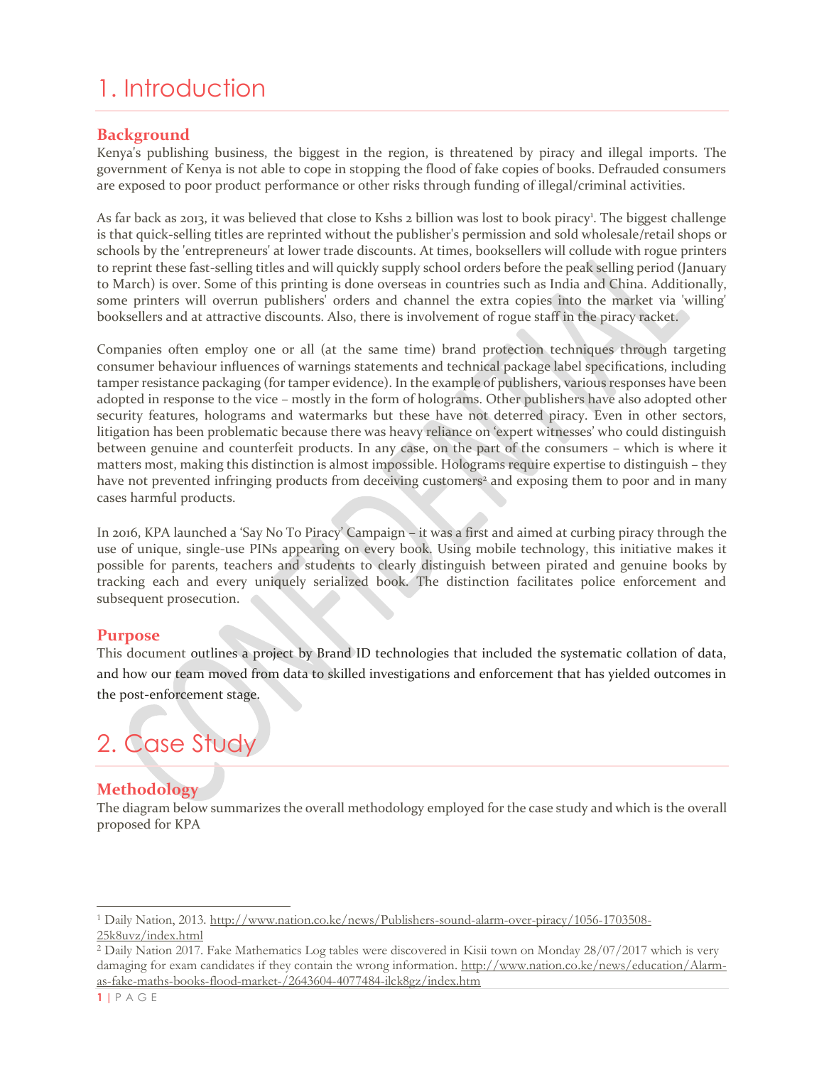# 1. Introduction

## Background

Kenya's publishing business, the biggest in the region, is threatened by piracy and illegal imports. The government of Kenya is not able to cope in stopping the flood of fake copies of books. Defrauded consumers are exposed to poor product performance or other risks through funding of illegal/criminal activities.

As far back as 2013, it was believed that close to Kshs 2 billion was lost to book piracy[1]. The biggest challenge is that quick-selling titles are reprinted without the publisher's permission and sold wholesale/retail shops or schools by the 'entrepreneurs' at lower trade discounts. At times, booksellers will collude with rogue printers to reprint these fast-selling titles and will quickly supply school orders before the peak selling period (January to March) is over. Some of this printing is done overseas in countries such as India and China. Additionally, some printers will overrun publishers' orders and channel the extra copies into the market via 'willing' booksellers and at attractive discounts. Also, there is involvement of rogue staff in the piracy racket.

Companies often employ one or all (at the same time) brand protection techniques through targeting consumer behaviour influences of warnings statements and technical package label specifications, including tamper resistance packaging (for tamper evidence). In the example of publishers, various responses have been adopted in response to the vice – mostly in the form of holograms. Other publishers have also adopted other security features, holograms and watermarks but these have not deterred piracy. Even in other sectors, litigation has been problematic because there was heavy reliance on 'expert witnesses' who could distinguish between genuine and counterfeit products. In any case, on the part of the consumers – which is where it matters most, making this distinction is almost impossible. Holograms require expertise to distinguish – they have not prevented infringing products from deceiving customers[2] and exposing them to poor and in many cases harmful products.

In 2016, KPA launched a 'Say No To Piracy' Campaign – it was a first and aimed at curbing piracy through the use of unique, single-use PINs appearing on every book. Using mobile technology, this initiative makes it possible for parents, teachers and students to clearly distinguish between pirated and genuine books by tracking each and every uniquely serialized book. The distinction facilitates police enforcement and subsequent prosecution.

## Purpose

This document outlines a project by Brand ID technologies that included the systematic collation of data, and how our team moved from data to skilled investigations and enforcement that has yielded outcomes in the post-enforcement stage.

# 2. Case Study

## Methodology

The diagram below summarizes the overall methodology employed for the case study and which is the overall proposed for KPA

---

[1] Daily Nation, 2013. http://www.nation.co.ke/news/Publishers-sound-alarm-over-piracy/1056-1703508-25k8uvz/index.html

[2] Daily Nation 2017. Fake Mathematics Log tables were discovered in Kisii town on Monday 28/07/2017 which is very damaging for exam candidates if they contain the wrong information. http://www.nation.co.ke/news/education/Alarm-as-fake-maths-books-flood-market-/2643604-4077484-ilck8gz/index.htm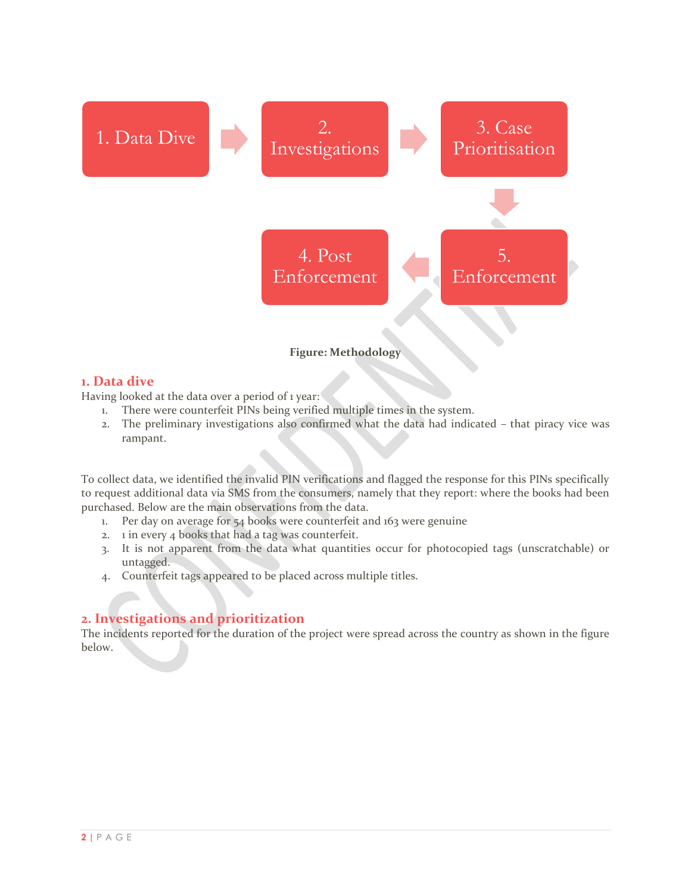1. Data Dive → 2. Investigations → 3. Case Prioritisation → 5. Enforcement → 4. Post Enforcement

**Figure: Methodology**

## 1. Data dive

Having looked at the data over a period of 1 year:

1. There were counterfeit PINs being verified multiple times in the system.
2. The preliminary investigations also confirmed what the data had indicated – that piracy vice was rampant.

To collect data, we identified the invalid PIN verifications and flagged the response for this PINs specifically to request additional data via SMS from the consumers, namely that they report: where the books had been purchased. Below are the main observations from the data.

1. Per day on average for 54 books were counterfeit and 163 were genuine
2. 1 in every 4 books that had a tag was counterfeit.
3. It is not apparent from the data what quantities occur for photocopied tags (unscratchable) or untagged.
4. Counterfeit tags appeared to be placed across multiple titles.

## 2. Investigations and prioritization

The incidents reported for the duration of the project were spread across the country as shown in the figure below.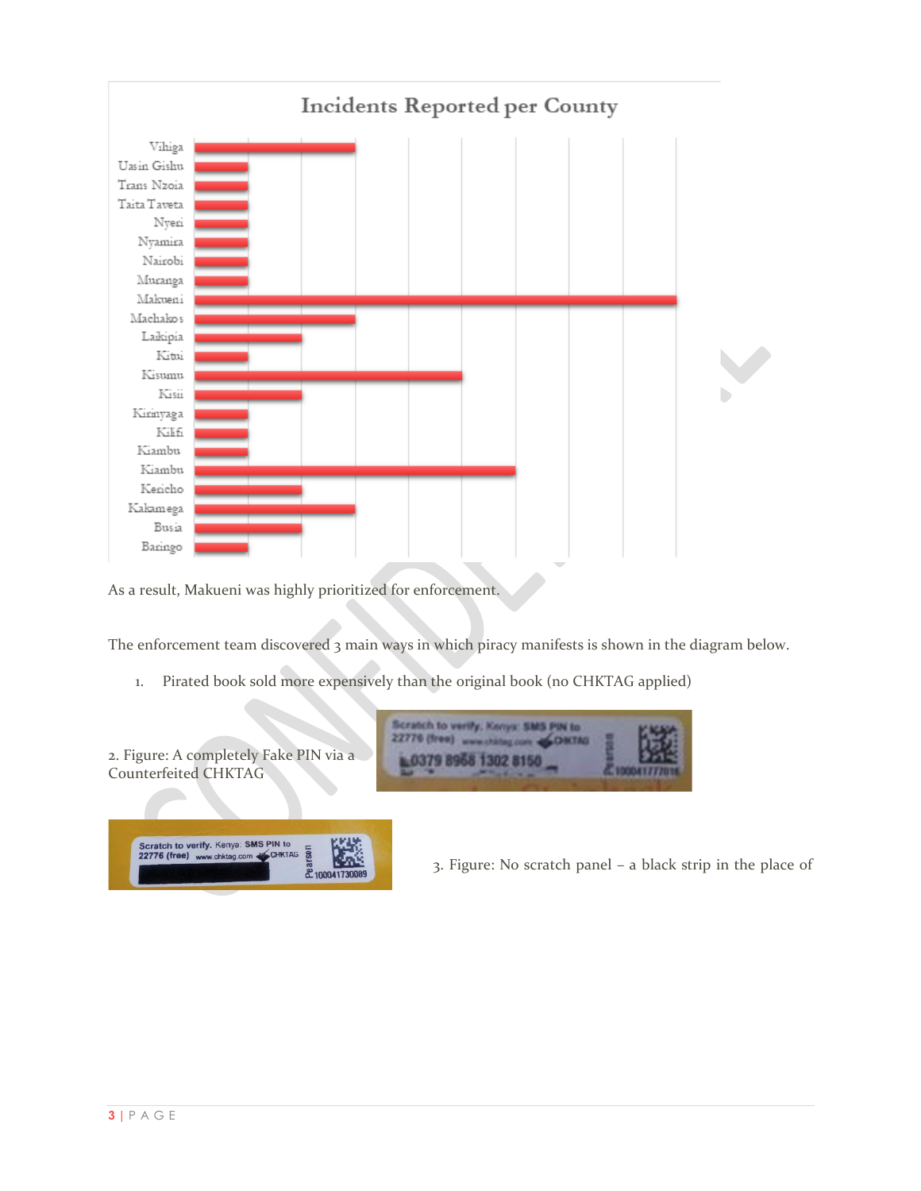Incidents Reported per County

As a result, Makueni was highly prioritized for enforcement.

The enforcement team discovered 3 main ways in which piracy manifests is shown in the diagram below.

1. Pirated book sold more expensively than the original book (no CHKTAG applied)

2. Figure: A completely Fake PIN via a Counterfeited CHKTAG

3. Figure: No scratch panel – a black strip in the place of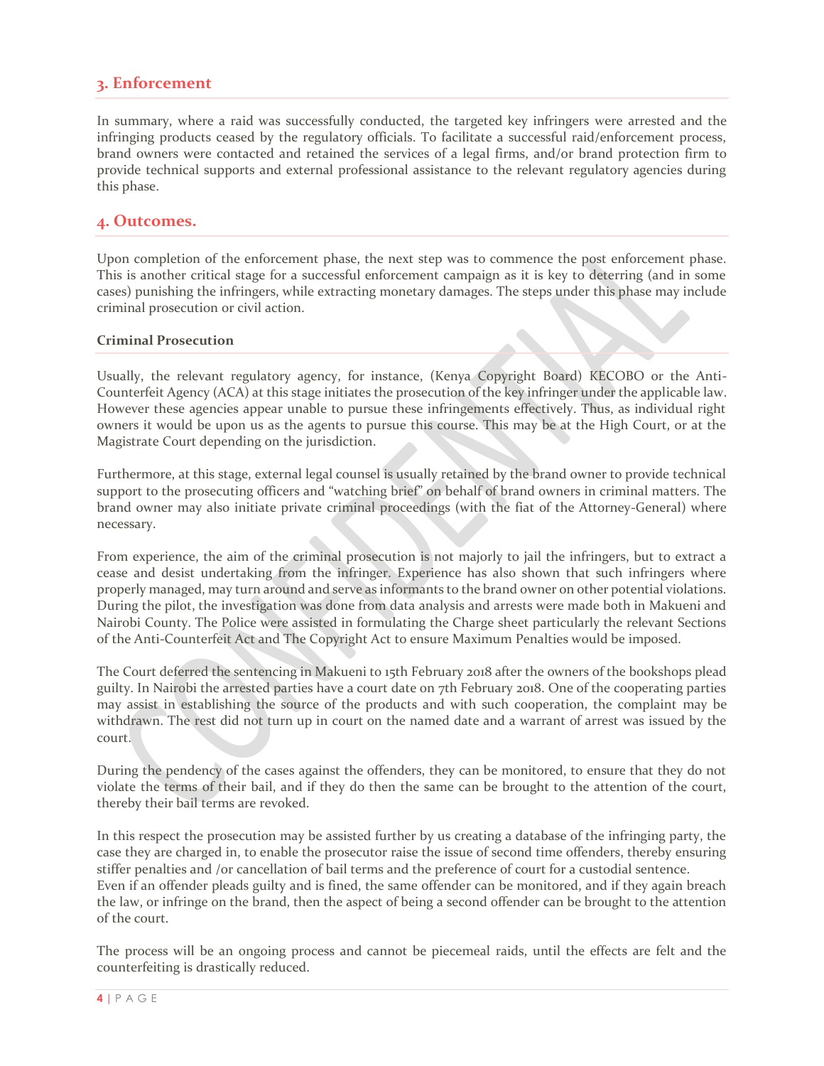## 3. Enforcement

In summary, where a raid was successfully conducted, the targeted key infringers were arrested and the infringing products ceased by the regulatory officials. To facilitate a successful raid/enforcement process, brand owners were contacted and retained the services of a legal firms, and/or brand protection firm to provide technical supports and external professional assistance to the relevant regulatory agencies during this phase.

## 4. Outcomes.

Upon completion of the enforcement phase, the next step was to commence the post enforcement phase. This is another critical stage for a successful enforcement campaign as it is key to deterring (and in some cases) punishing the infringers, while extracting monetary damages. The steps under this phase may include criminal prosecution or civil action.

### Criminal Prosecution

Usually, the relevant regulatory agency, for instance, (Kenya Copyright Board) KECOBO or the Anti-Counterfeit Agency (ACA) at this stage initiates the prosecution of the key infringer under the applicable law. However these agencies appear unable to pursue these infringements effectively. Thus, as individual right owners it would be upon us as the agents to pursue this course. This may be at the High Court, or at the Magistrate Court depending on the jurisdiction.

Furthermore, at this stage, external legal counsel is usually retained by the brand owner to provide technical support to the prosecuting officers and "watching brief" on behalf of brand owners in criminal matters. The brand owner may also initiate private criminal proceedings (with the fiat of the Attorney-General) where necessary.

From experience, the aim of the criminal prosecution is not majorly to jail the infringers, but to extract a cease and desist undertaking from the infringer. Experience has also shown that such infringers where properly managed, may turn around and serve as informants to the brand owner on other potential violations. During the pilot, the investigation was done from data analysis and arrests were made both in Makueni and Nairobi County. The Police were assisted in formulating the Charge sheet particularly the relevant Sections of the Anti-Counterfeit Act and The Copyright Act to ensure Maximum Penalties would be imposed.

The Court deferred the sentencing in Makueni to 15th February 2018 after the owners of the bookshops plead guilty. In Nairobi the arrested parties have a court date on 7th February 2018. One of the cooperating parties may assist in establishing the source of the products and with such cooperation, the complaint may be withdrawn. The rest did not turn up in court on the named date and a warrant of arrest was issued by the court.

During the pendency of the cases against the offenders, they can be monitored, to ensure that they do not violate the terms of their bail, and if they do then the same can be brought to the attention of the court, thereby their bail terms are revoked.

In this respect the prosecution may be assisted further by us creating a database of the infringing party, the case they are charged in, to enable the prosecutor raise the issue of second time offenders, thereby ensuring stiffer penalties and /or cancellation of bail terms and the preference of court for a custodial sentence.
Even if an offender pleads guilty and is fined, the same offender can be monitored, and if they again breach the law, or infringe on the brand, then the aspect of being a second offender can be brought to the attention of the court.

The process will be an ongoing process and cannot be piecemeal raids, until the effects are felt and the counterfeiting is drastically reduced.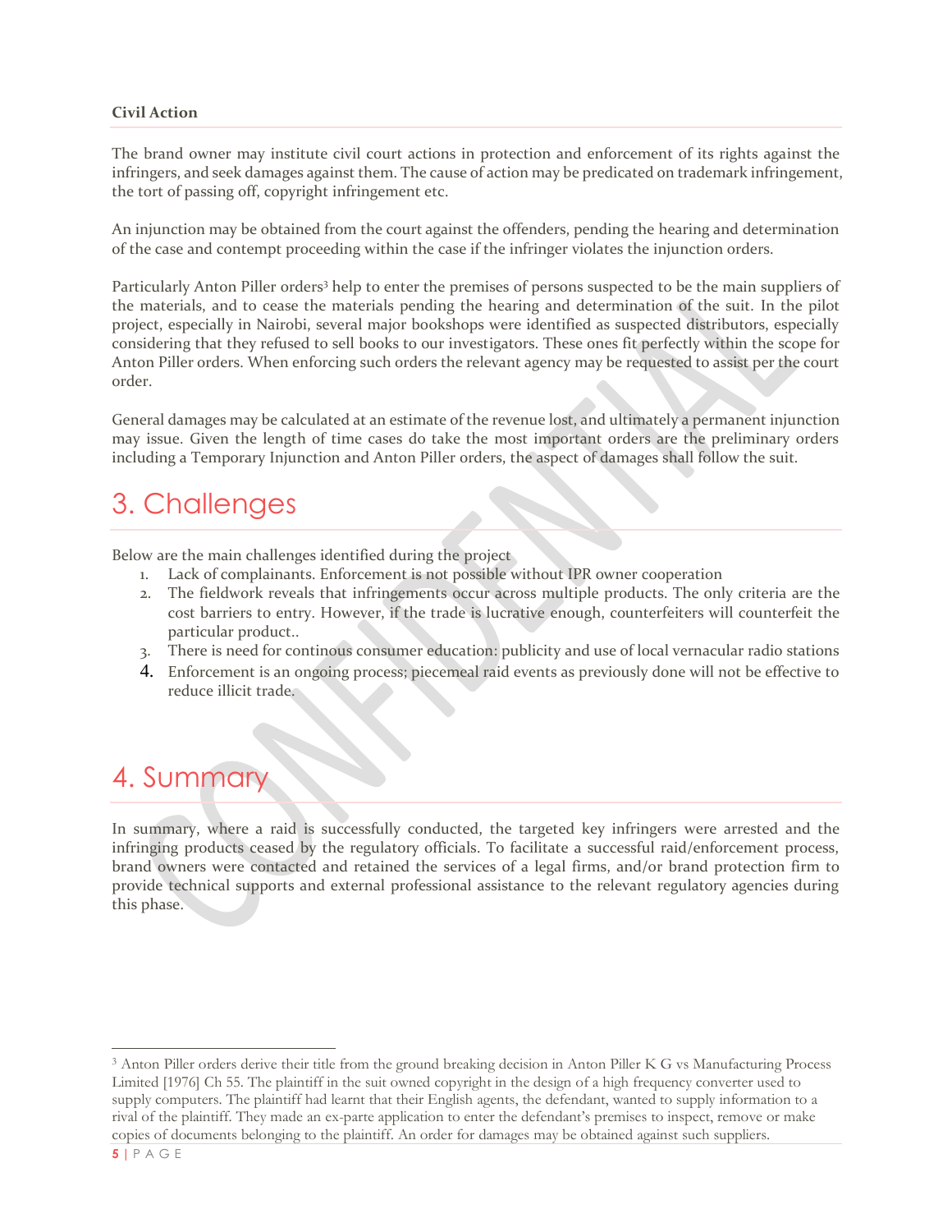**Civil Action**

The brand owner may institute civil court actions in protection and enforcement of its rights against the infringers, and seek damages against them. The cause of action may be predicated on trademark infringement, the tort of passing off, copyright infringement etc.

An injunction may be obtained from the court against the offenders, pending the hearing and determination of the case and contempt proceeding within the case if the infringer violates the injunction orders.

Particularly Anton Piller orders[3] help to enter the premises of persons suspected to be the main suppliers of the materials, and to cease the materials pending the hearing and determination of the suit. In the pilot project, especially in Nairobi, several major bookshops were identified as suspected distributors, especially considering that they refused to sell books to our investigators. These ones fit perfectly within the scope for Anton Piller orders. When enforcing such orders the relevant agency may be requested to assist per the court order.

General damages may be calculated at an estimate of the revenue lost, and ultimately a permanent injunction may issue. Given the length of time cases do take the most important orders are the preliminary orders including a Temporary Injunction and Anton Piller orders, the aspect of damages shall follow the suit.

# 3. Challenges

Below are the main challenges identified during the project

1. Lack of complainants. Enforcement is not possible without IPR owner cooperation
2. The fieldwork reveals that infringements occur across multiple products. The only criteria are the cost barriers to entry. However, if the trade is lucrative enough, counterfeiters will counterfeit the particular product..
3. There is need for continous consumer education: publicity and use of local vernacular radio stations
4. Enforcement is an ongoing process; piecemeal raid events as previously done will not be effective to reduce illicit trade.

# 4. Summary

In summary, where a raid is successfully conducted, the targeted key infringers were arrested and the infringing products ceased by the regulatory officials. To facilitate a successful raid/enforcement process, brand owners were contacted and retained the services of a legal firms, and/or brand protection firm to provide technical supports and external professional assistance to the relevant regulatory agencies during this phase.

---

[3] Anton Piller orders derive their title from the ground breaking decision in Anton Piller K G vs Manufacturing Process Limited [1976] Ch 55. The plaintiff in the suit owned copyright in the design of a high frequency converter used to supply computers. The plaintiff had learnt that their English agents, the defendant, wanted to supply information to a rival of the plaintiff. They made an ex-parte application to enter the defendant's premises to inspect, remove or make copies of documents belonging to the plaintiff. An order for damages may be obtained against such suppliers.